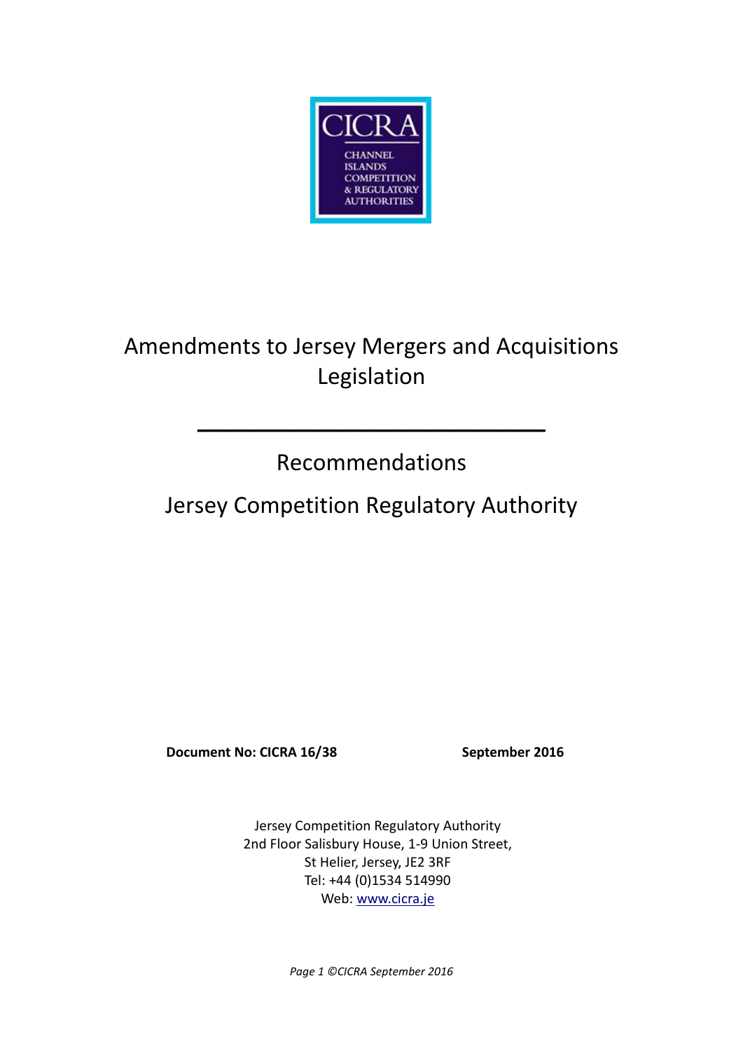# Amendments to Jersey Mergers and Acquisitions Legislation

---

## Recommendations

## Jersey Competition Regulatory Authority

**Document No: CICRA 16/38** **September 2016**

Jersey Competition Regulatory Authority
2nd Floor Salisbury House, 1-9 Union Street,
St Helier, Jersey, JE2 3RF
Tel: +44 (0)1534 514990
Web: [www.cicra.je](http://www.cicra.je)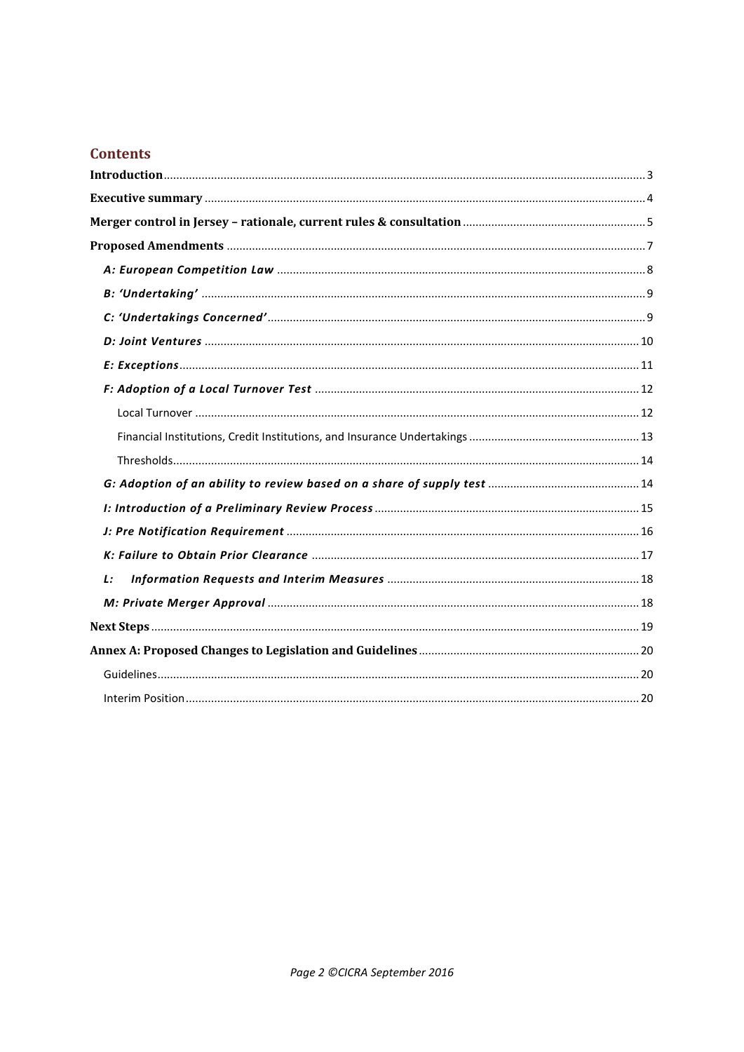## Contents

**Introduction** 3

**Executive summary** 4

**Merger control in Jersey – rationale, current rules & consultation** 5

**Proposed Amendments** 7

- ***A: European Competition Law*** 8
- ***B: 'Undertaking'*** 9
- ***C: 'Undertakings Concerned'*** 9
- ***D: Joint Ventures*** 10
- ***E: Exceptions*** 11
- ***F: Adoption of a Local Turnover Test*** 12
  - Local Turnover 12
  - Financial Institutions, Credit Institutions, and Insurance Undertakings 13
  - Thresholds 14
- ***G: Adoption of an ability to review based on a share of supply test*** 14
- ***I: Introduction of a Preliminary Review Process*** 15
- ***J: Pre Notification Requirement*** 16
- ***K: Failure to Obtain Prior Clearance*** 17
- ***L: Information Requests and Interim Measures*** 18
- ***M: Private Merger Approval*** 18

**Next Steps** 19

**Annex A: Proposed Changes to Legislation and Guidelines** 20

- Guidelines 20
- Interim Position 20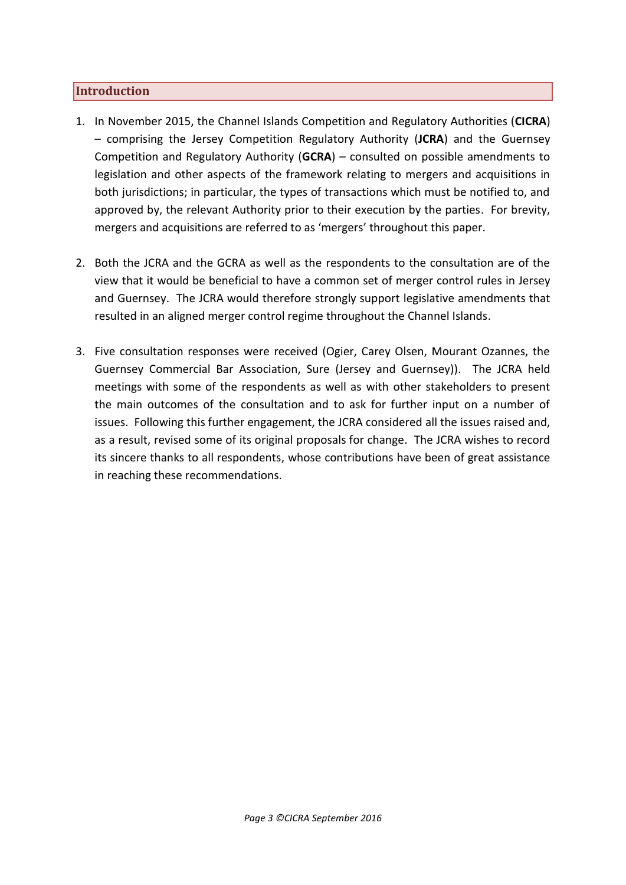## Introduction

1. In November 2015, the Channel Islands Competition and Regulatory Authorities (**CICRA**) – comprising the Jersey Competition Regulatory Authority (**JCRA**) and the Guernsey Competition and Regulatory Authority (**GCRA**) – consulted on possible amendments to legislation and other aspects of the framework relating to mergers and acquisitions in both jurisdictions; in particular, the types of transactions which must be notified to, and approved by, the relevant Authority prior to their execution by the parties. For brevity, mergers and acquisitions are referred to as 'mergers' throughout this paper.

2. Both the JCRA and the GCRA as well as the respondents to the consultation are of the view that it would be beneficial to have a common set of merger control rules in Jersey and Guernsey. The JCRA would therefore strongly support legislative amendments that resulted in an aligned merger control regime throughout the Channel Islands.

3. Five consultation responses were received (Ogier, Carey Olsen, Mourant Ozannes, the Guernsey Commercial Bar Association, Sure (Jersey and Guernsey)). The JCRA held meetings with some of the respondents as well as with other stakeholders to present the main outcomes of the consultation and to ask for further input on a number of issues. Following this further engagement, the JCRA considered all the issues raised and, as a result, revised some of its original proposals for change. The JCRA wishes to record its sincere thanks to all respondents, whose contributions have been of great assistance in reaching these recommendations.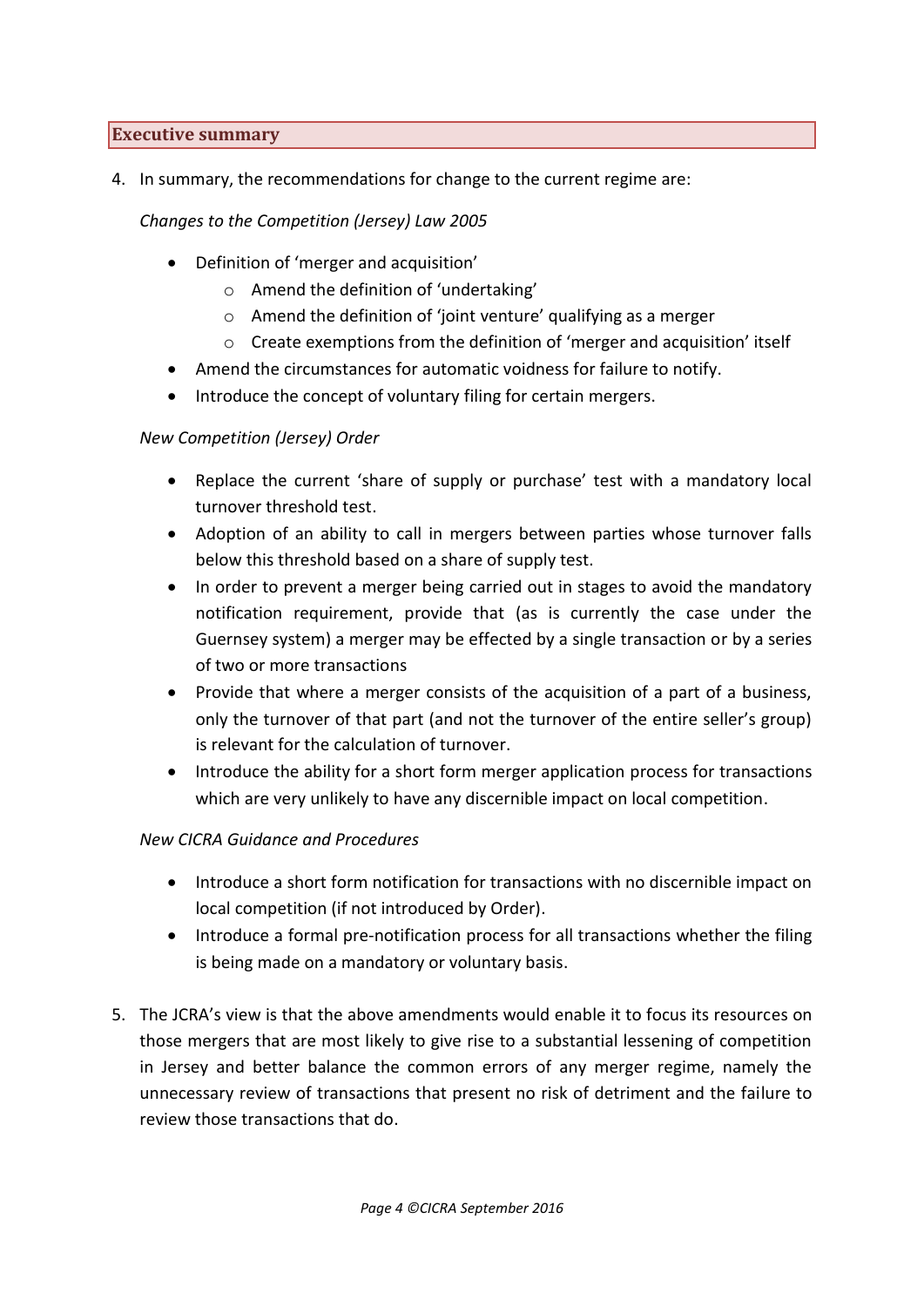## Executive summary

4. In summary, the recommendations for change to the current regime are:

   *Changes to the Competition (Jersey) Law 2005*

   - Definition of 'merger and acquisition'
     - Amend the definition of 'undertaking'
     - Amend the definition of 'joint venture' qualifying as a merger
     - Create exemptions from the definition of 'merger and acquisition' itself
   - Amend the circumstances for automatic voidness for failure to notify.
   - Introduce the concept of voluntary filing for certain mergers.

   *New Competition (Jersey) Order*

   - Replace the current 'share of supply or purchase' test with a mandatory local turnover threshold test.
   - Adoption of an ability to call in mergers between parties whose turnover falls below this threshold based on a share of supply test.
   - In order to prevent a merger being carried out in stages to avoid the mandatory notification requirement, provide that (as is currently the case under the Guernsey system) a merger may be effected by a single transaction or by a series of two or more transactions
   - Provide that where a merger consists of the acquisition of a part of a business, only the turnover of that part (and not the turnover of the entire seller's group) is relevant for the calculation of turnover.
   - Introduce the ability for a short form merger application process for transactions which are very unlikely to have any discernible impact on local competition.

   *New CICRA Guidance and Procedures*

   - Introduce a short form notification for transactions with no discernible impact on local competition (if not introduced by Order).
   - Introduce a formal pre-notification process for all transactions whether the filing is being made on a mandatory or voluntary basis.

5. The JCRA's view is that the above amendments would enable it to focus its resources on those mergers that are most likely to give rise to a substantial lessening of competition in Jersey and better balance the common errors of any merger regime, namely the unnecessary review of transactions that present no risk of detriment and the failure to review those transactions that do.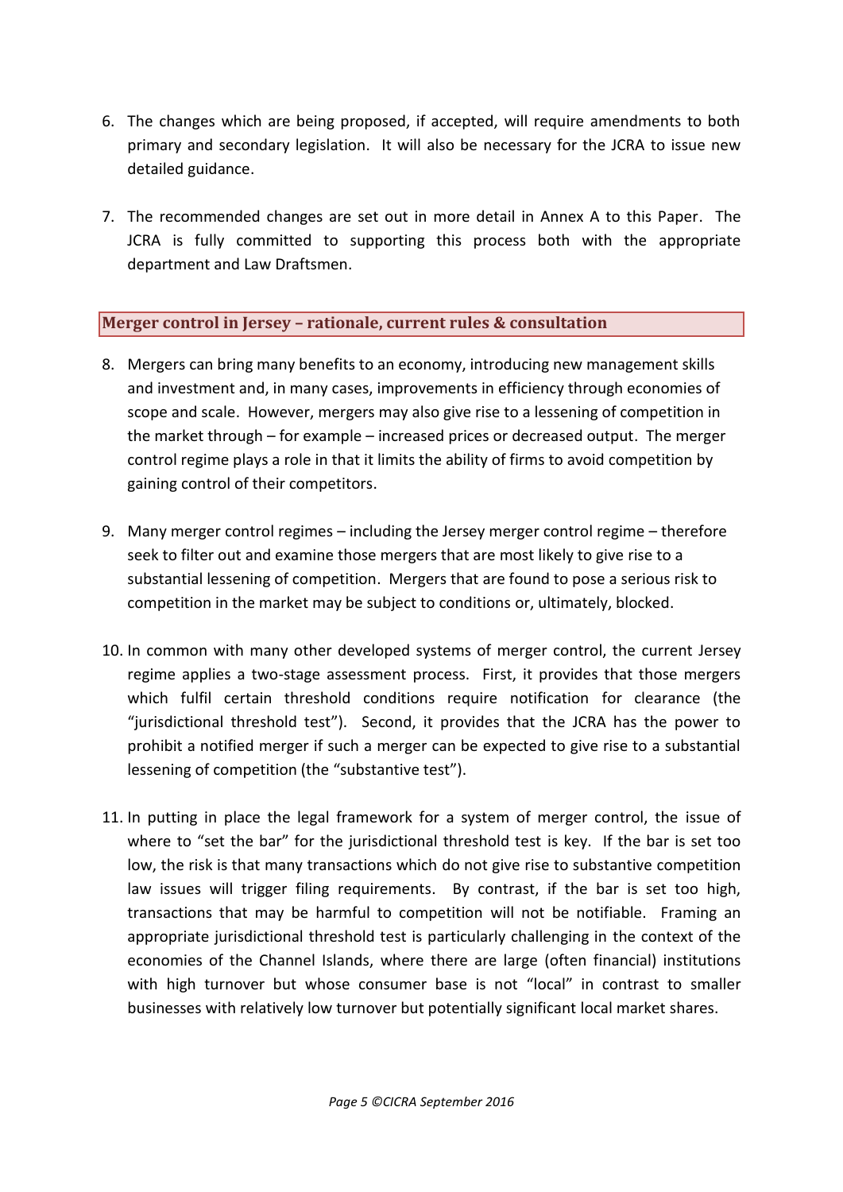6. The changes which are being proposed, if accepted, will require amendments to both primary and secondary legislation. It will also be necessary for the JCRA to issue new detailed guidance.

7. The recommended changes are set out in more detail in Annex A to this Paper. The JCRA is fully committed to supporting this process both with the appropriate department and Law Draftsmen.

## Merger control in Jersey – rationale, current rules & consultation

8. Mergers can bring many benefits to an economy, introducing new management skills and investment and, in many cases, improvements in efficiency through economies of scope and scale. However, mergers may also give rise to a lessening of competition in the market through – for example – increased prices or decreased output. The merger control regime plays a role in that it limits the ability of firms to avoid competition by gaining control of their competitors.

9. Many merger control regimes – including the Jersey merger control regime – therefore seek to filter out and examine those mergers that are most likely to give rise to a substantial lessening of competition. Mergers that are found to pose a serious risk to competition in the market may be subject to conditions or, ultimately, blocked.

10. In common with many other developed systems of merger control, the current Jersey regime applies a two-stage assessment process. First, it provides that those mergers which fulfil certain threshold conditions require notification for clearance (the "jurisdictional threshold test"). Second, it provides that the JCRA has the power to prohibit a notified merger if such a merger can be expected to give rise to a substantial lessening of competition (the "substantive test").

11. In putting in place the legal framework for a system of merger control, the issue of where to "set the bar" for the jurisdictional threshold test is key. If the bar is set too low, the risk is that many transactions which do not give rise to substantive competition law issues will trigger filing requirements. By contrast, if the bar is set too high, transactions that may be harmful to competition will not be notifiable. Framing an appropriate jurisdictional threshold test is particularly challenging in the context of the economies of the Channel Islands, where there are large (often financial) institutions with high turnover but whose consumer base is not "local" in contrast to smaller businesses with relatively low turnover but potentially significant local market shares.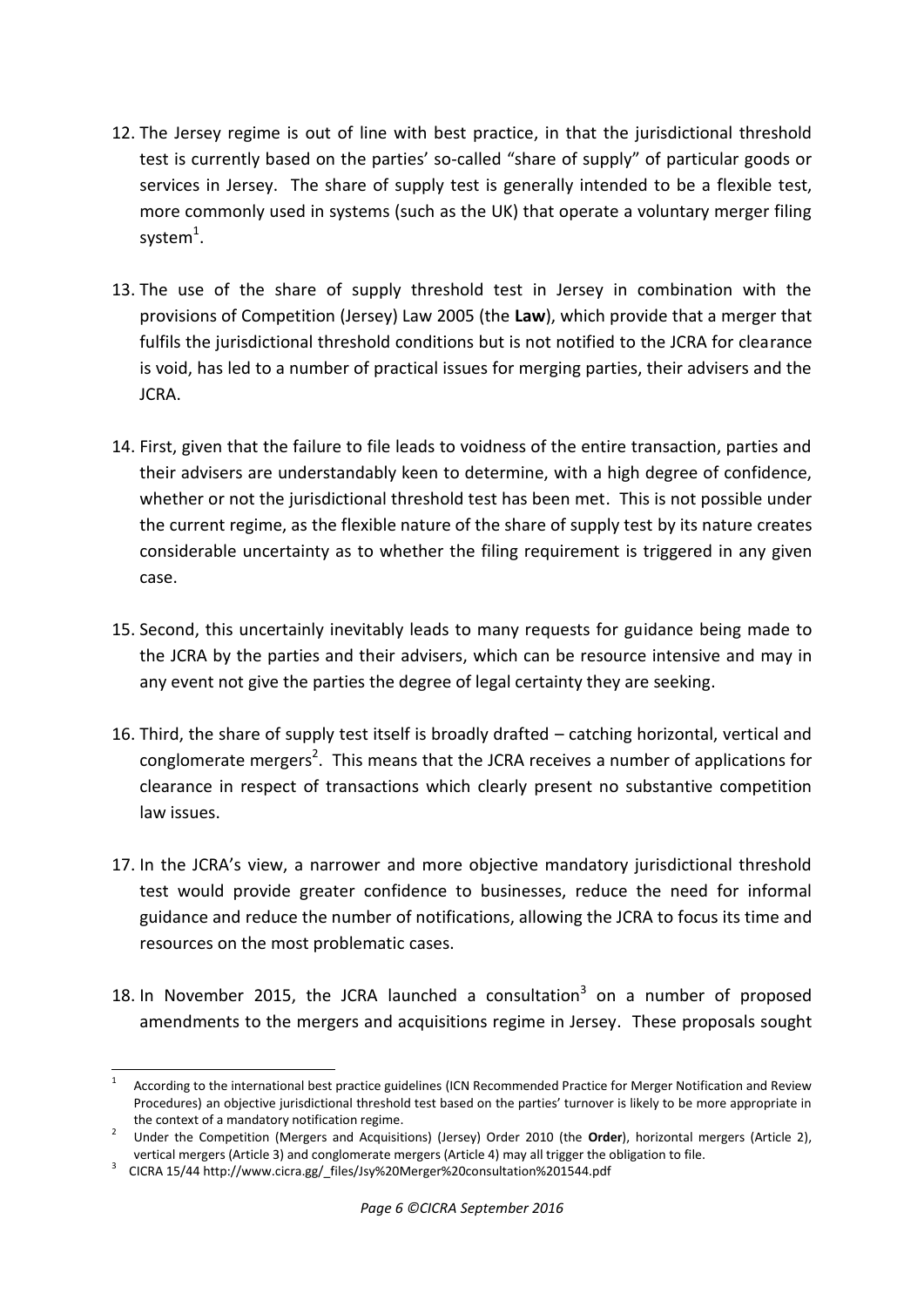12. The Jersey regime is out of line with best practice, in that the jurisdictional threshold test is currently based on the parties' so-called "share of supply" of particular goods or services in Jersey. The share of supply test is generally intended to be a flexible test, more commonly used in systems (such as the UK) that operate a voluntary merger filing system[1].

13. The use of the share of supply threshold test in Jersey in combination with the provisions of Competition (Jersey) Law 2005 (the **Law**), which provide that a merger that fulfils the jurisdictional threshold conditions but is not notified to the JCRA for clearance is void, has led to a number of practical issues for merging parties, their advisers and the JCRA.

14. First, given that the failure to file leads to voidness of the entire transaction, parties and their advisers are understandably keen to determine, with a high degree of confidence, whether or not the jurisdictional threshold test has been met. This is not possible under the current regime, as the flexible nature of the share of supply test by its nature creates considerable uncertainty as to whether the filing requirement is triggered in any given case.

15. Second, this uncertainly inevitably leads to many requests for guidance being made to the JCRA by the parties and their advisers, which can be resource intensive and may in any event not give the parties the degree of legal certainty they are seeking.

16. Third, the share of supply test itself is broadly drafted – catching horizontal, vertical and conglomerate mergers[2]. This means that the JCRA receives a number of applications for clearance in respect of transactions which clearly present no substantive competition law issues.

17. In the JCRA's view, a narrower and more objective mandatory jurisdictional threshold test would provide greater confidence to businesses, reduce the need for informal guidance and reduce the number of notifications, allowing the JCRA to focus its time and resources on the most problematic cases.

18. In November 2015, the JCRA launched a consultation[3] on a number of proposed amendments to the mergers and acquisitions regime in Jersey. These proposals sought

---

[1] According to the international best practice guidelines (ICN Recommended Practice for Merger Notification and Review Procedures) an objective jurisdictional threshold test based on the parties' turnover is likely to be more appropriate in the context of a mandatory notification regime.

[2] Under the Competition (Mergers and Acquisitions) (Jersey) Order 2010 (the **Order**), horizontal mergers (Article 2), vertical mergers (Article 3) and conglomerate mergers (Article 4) may all trigger the obligation to file.

[3] CICRA 15/44 http://www.cicra.gg/_files/Jsy%20Merger%20consultation%201544.pdf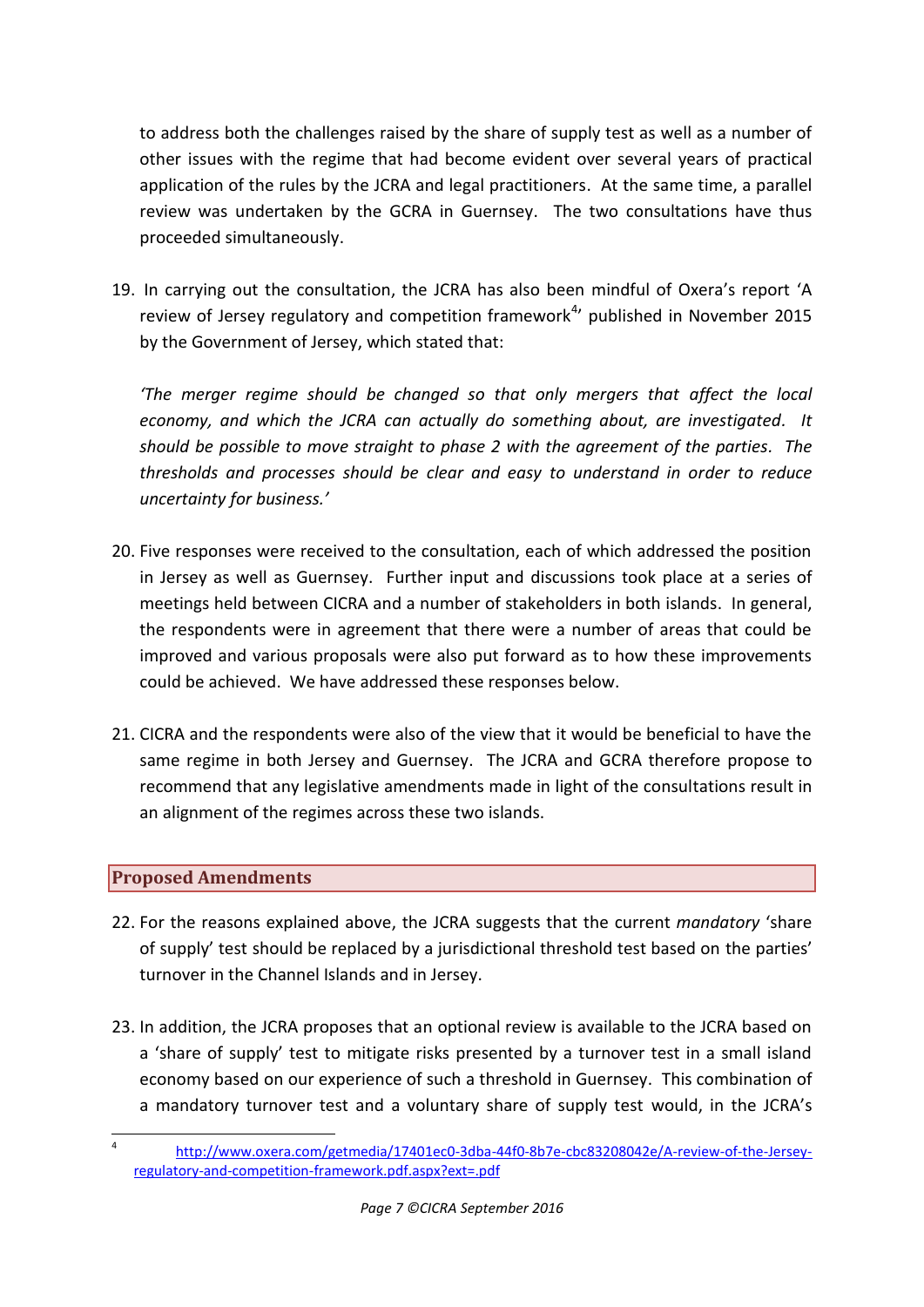to address both the challenges raised by the share of supply test as well as a number of other issues with the regime that had become evident over several years of practical application of the rules by the JCRA and legal practitioners. At the same time, a parallel review was undertaken by the GCRA in Guernsey. The two consultations have thus proceeded simultaneously.

19. In carrying out the consultation, the JCRA has also been mindful of Oxera's report 'A review of Jersey regulatory and competition framework[4]' published in November 2015 by the Government of Jersey, which stated that:

    *'The merger regime should be changed so that only mergers that affect the local economy, and which the JCRA can actually do something about, are investigated. It should be possible to move straight to phase 2 with the agreement of the parties. The thresholds and processes should be clear and easy to understand in order to reduce uncertainty for business.'*

20. Five responses were received to the consultation, each of which addressed the position in Jersey as well as Guernsey. Further input and discussions took place at a series of meetings held between CICRA and a number of stakeholders in both islands. In general, the respondents were in agreement that there were a number of areas that could be improved and various proposals were also put forward as to how these improvements could be achieved. We have addressed these responses below.

21. CICRA and the respondents were also of the view that it would be beneficial to have the same regime in both Jersey and Guernsey. The JCRA and GCRA therefore propose to recommend that any legislative amendments made in light of the consultations result in an alignment of the regimes across these two islands.

## Proposed Amendments

22. For the reasons explained above, the JCRA suggests that the current *mandatory* 'share of supply' test should be replaced by a jurisdictional threshold test based on the parties' turnover in the Channel Islands and in Jersey.

23. In addition, the JCRA proposes that an optional review is available to the JCRA based on a 'share of supply' test to mitigate risks presented by a turnover test in a small island economy based on our experience of such a threshold in Guernsey. This combination of a mandatory turnover test and a voluntary share of supply test would, in the JCRA's

---

[4] http://www.oxera.com/getmedia/17401ec0-3dba-44f0-8b7e-cbc83208042e/A-review-of-the-Jersey-regulatory-and-competition-framework.pdf.aspx?ext=.pdf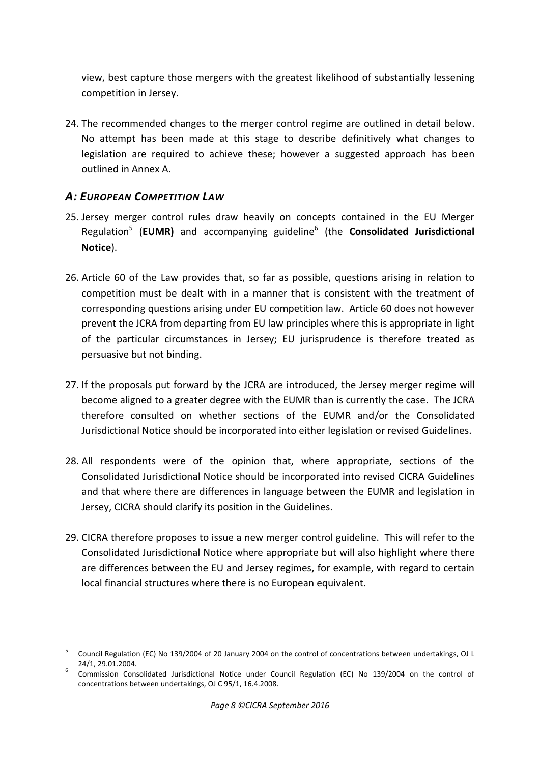view, best capture those mergers with the greatest likelihood of substantially lessening competition in Jersey.

24. The recommended changes to the merger control regime are outlined in detail below. No attempt has been made at this stage to describe definitively what changes to legislation are required to achieve these; however a suggested approach has been outlined in Annex A.

### *A: EUROPEAN COMPETITION LAW*

25. Jersey merger control rules draw heavily on concepts contained in the EU Merger Regulation[5] (**EUMR)** and accompanying guideline[6] (the **Consolidated Jurisdictional Notice**).

26. Article 60 of the Law provides that, so far as possible, questions arising in relation to competition must be dealt with in a manner that is consistent with the treatment of corresponding questions arising under EU competition law. Article 60 does not however prevent the JCRA from departing from EU law principles where this is appropriate in light of the particular circumstances in Jersey; EU jurisprudence is therefore treated as persuasive but not binding.

27. If the proposals put forward by the JCRA are introduced, the Jersey merger regime will become aligned to a greater degree with the EUMR than is currently the case. The JCRA therefore consulted on whether sections of the EUMR and/or the Consolidated Jurisdictional Notice should be incorporated into either legislation or revised Guidelines.

28. All respondents were of the opinion that, where appropriate, sections of the Consolidated Jurisdictional Notice should be incorporated into revised CICRA Guidelines and that where there are differences in language between the EUMR and legislation in Jersey, CICRA should clarify its position in the Guidelines.

29. CICRA therefore proposes to issue a new merger control guideline. This will refer to the Consolidated Jurisdictional Notice where appropriate but will also highlight where there are differences between the EU and Jersey regimes, for example, with regard to certain local financial structures where there is no European equivalent.

---

[5] Council Regulation (EC) No 139/2004 of 20 January 2004 on the control of concentrations between undertakings, OJ L 24/1, 29.01.2004.

[6] Commission Consolidated Jurisdictional Notice under Council Regulation (EC) No 139/2004 on the control of concentrations between undertakings, OJ C 95/1, 16.4.2008.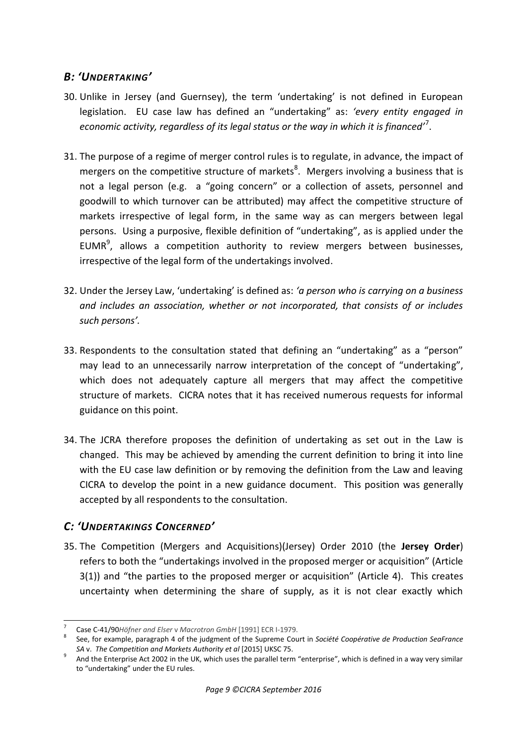## *B: 'UNDERTAKING'*

30. Unlike in Jersey (and Guernsey), the term 'undertaking' is not defined in European legislation. EU case law has defined an "undertaking" as: *'every entity engaged in economic activity, regardless of its legal status or the way in which it is financed'*[7].

31. The purpose of a regime of merger control rules is to regulate, in advance, the impact of mergers on the competitive structure of markets[8]. Mergers involving a business that is not a legal person (e.g. a "going concern" or a collection of assets, personnel and goodwill to which turnover can be attributed) may affect the competitive structure of markets irrespective of legal form, in the same way as can mergers between legal persons. Using a purposive, flexible definition of "undertaking", as is applied under the EUMR[9], allows a competition authority to review mergers between businesses, irrespective of the legal form of the undertakings involved.

32. Under the Jersey Law, 'undertaking' is defined as: *'a person who is carrying on a business and includes an association, whether or not incorporated, that consists of or includes such persons'.*

33. Respondents to the consultation stated that defining an "undertaking" as a "person" may lead to an unnecessarily narrow interpretation of the concept of "undertaking", which does not adequately capture all mergers that may affect the competitive structure of markets. CICRA notes that it has received numerous requests for informal guidance on this point.

34. The JCRA therefore proposes the definition of undertaking as set out in the Law is changed. This may be achieved by amending the current definition to bring it into line with the EU case law definition or by removing the definition from the Law and leaving CICRA to develop the point in a new guidance document. This position was generally accepted by all respondents to the consultation.

## *C: 'UNDERTAKINGS CONCERNED'*

35. The Competition (Mergers and Acquisitions)(Jersey) Order 2010 (the **Jersey Order**) refers to both the "undertakings involved in the proposed merger or acquisition" (Article 3(1)) and "the parties to the proposed merger or acquisition" (Article 4). This creates uncertainty when determining the share of supply, as it is not clear exactly which

---

[7] Case C-41/90*Höfner and Elser* v *Macrotron GmbH* [1991] ECR I-1979.

[8] See, for example, paragraph 4 of the judgment of the Supreme Court in *Société Coopérative de Production SeaFrance SA* v. *The Competition and Markets Authority et al* [2015] UKSC 75.

[9] And the Enterprise Act 2002 in the UK, which uses the parallel term "enterprise", which is defined in a way very similar to "undertaking" under the EU rules.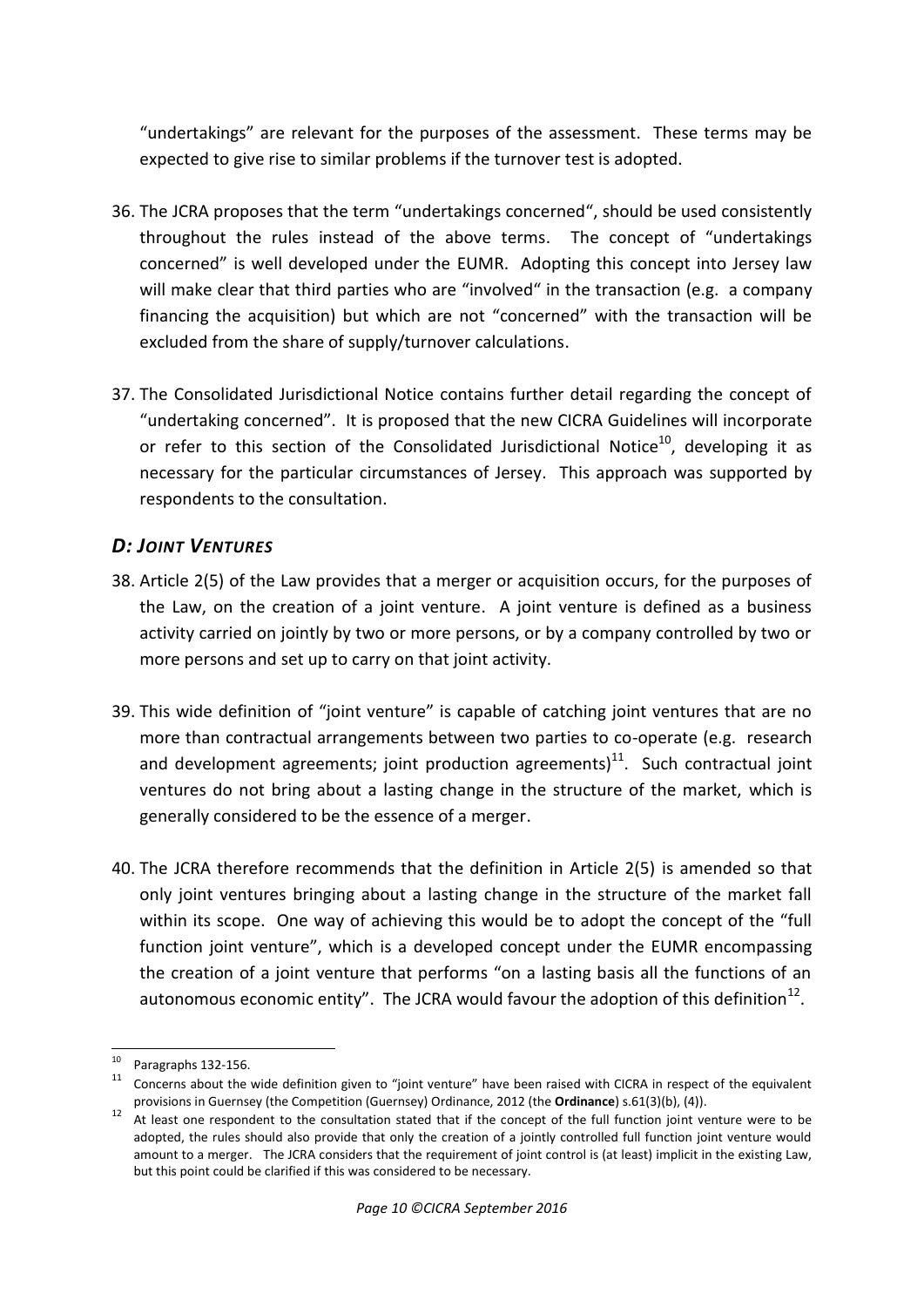"undertakings" are relevant for the purposes of the assessment. These terms may be expected to give rise to similar problems if the turnover test is adopted.

36. The JCRA proposes that the term "undertakings concerned", should be used consistently throughout the rules instead of the above terms. The concept of "undertakings concerned" is well developed under the EUMR. Adopting this concept into Jersey law will make clear that third parties who are "involved" in the transaction (e.g. a company financing the acquisition) but which are not "concerned" with the transaction will be excluded from the share of supply/turnover calculations.

37. The Consolidated Jurisdictional Notice contains further detail regarding the concept of "undertaking concerned". It is proposed that the new CICRA Guidelines will incorporate or refer to this section of the Consolidated Jurisdictional Notice[10], developing it as necessary for the particular circumstances of Jersey. This approach was supported by respondents to the consultation.

## *D: Joint Ventures*

38. Article 2(5) of the Law provides that a merger or acquisition occurs, for the purposes of the Law, on the creation of a joint venture. A joint venture is defined as a business activity carried on jointly by two or more persons, or by a company controlled by two or more persons and set up to carry on that joint activity.

39. This wide definition of "joint venture" is capable of catching joint ventures that are no more than contractual arrangements between two parties to co-operate (e.g. research and development agreements; joint production agreements)[11]. Such contractual joint ventures do not bring about a lasting change in the structure of the market, which is generally considered to be the essence of a merger.

40. The JCRA therefore recommends that the definition in Article 2(5) is amended so that only joint ventures bringing about a lasting change in the structure of the market fall within its scope. One way of achieving this would be to adopt the concept of the "full function joint venture", which is a developed concept under the EUMR encompassing the creation of a joint venture that performs "on a lasting basis all the functions of an autonomous economic entity". The JCRA would favour the adoption of this definition[12].

---

[10] Paragraphs 132-156.

[11] Concerns about the wide definition given to "joint venture" have been raised with CICRA in respect of the equivalent provisions in Guernsey (the Competition (Guernsey) Ordinance, 2012 (the **Ordinance**) s.61(3)(b), (4)).

[12] At least one respondent to the consultation stated that if the concept of the full function joint venture were to be adopted, the rules should also provide that only the creation of a jointly controlled full function joint venture would amount to a merger. The JCRA considers that the requirement of joint control is (at least) implicit in the existing Law, but this point could be clarified if this was considered to be necessary.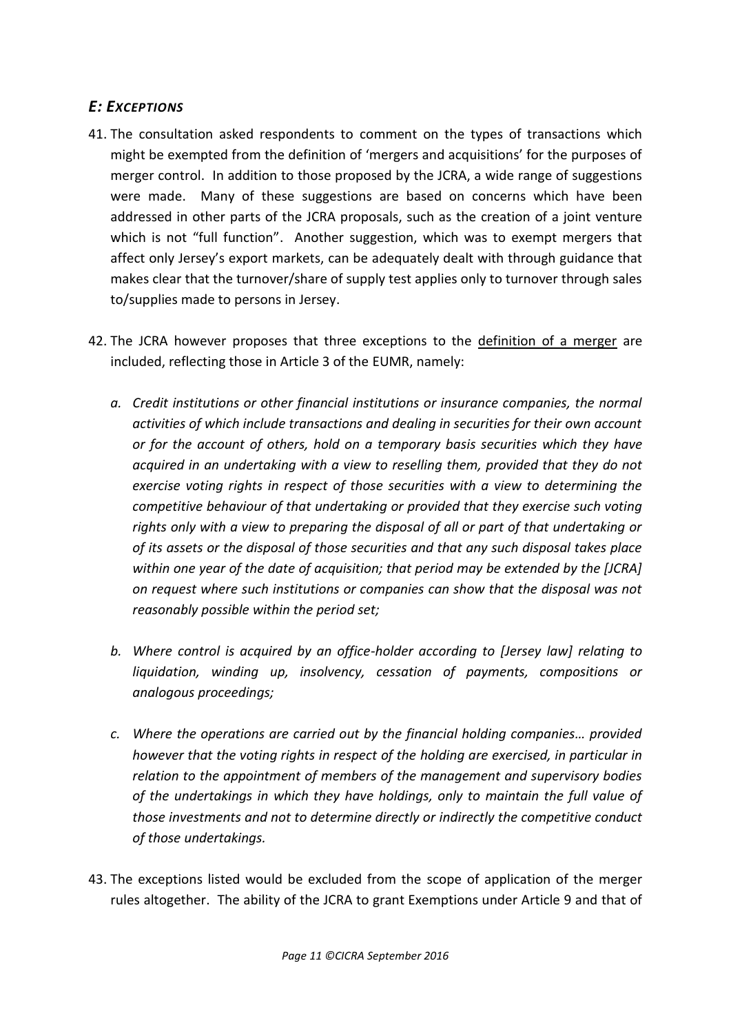## *E: EXCEPTIONS*

41. The consultation asked respondents to comment on the types of transactions which might be exempted from the definition of 'mergers and acquisitions' for the purposes of merger control. In addition to those proposed by the JCRA, a wide range of suggestions were made. Many of these suggestions are based on concerns which have been addressed in other parts of the JCRA proposals, such as the creation of a joint venture which is not "full function". Another suggestion, which was to exempt mergers that affect only Jersey's export markets, can be adequately dealt with through guidance that makes clear that the turnover/share of supply test applies only to turnover through sales to/supplies made to persons in Jersey.

42. The JCRA however proposes that three exceptions to the <u>definition of a merger</u> are included, reflecting those in Article 3 of the EUMR, namely:

    a. *Credit institutions or other financial institutions or insurance companies, the normal activities of which include transactions and dealing in securities for their own account or for the account of others, hold on a temporary basis securities which they have acquired in an undertaking with a view to reselling them, provided that they do not exercise voting rights in respect of those securities with a view to determining the competitive behaviour of that undertaking or provided that they exercise such voting rights only with a view to preparing the disposal of all or part of that undertaking or of its assets or the disposal of those securities and that any such disposal takes place within one year of the date of acquisition; that period may be extended by the [JCRA] on request where such institutions or companies can show that the disposal was not reasonably possible within the period set;*

    b. *Where control is acquired by an office-holder according to [Jersey law] relating to liquidation, winding up, insolvency, cessation of payments, compositions or analogous proceedings;*

    c. *Where the operations are carried out by the financial holding companies… provided however that the voting rights in respect of the holding are exercised, in particular in relation to the appointment of members of the management and supervisory bodies of the undertakings in which they have holdings, only to maintain the full value of those investments and not to determine directly or indirectly the competitive conduct of those undertakings.*

43. The exceptions listed would be excluded from the scope of application of the merger rules altogether. The ability of the JCRA to grant Exemptions under Article 9 and that of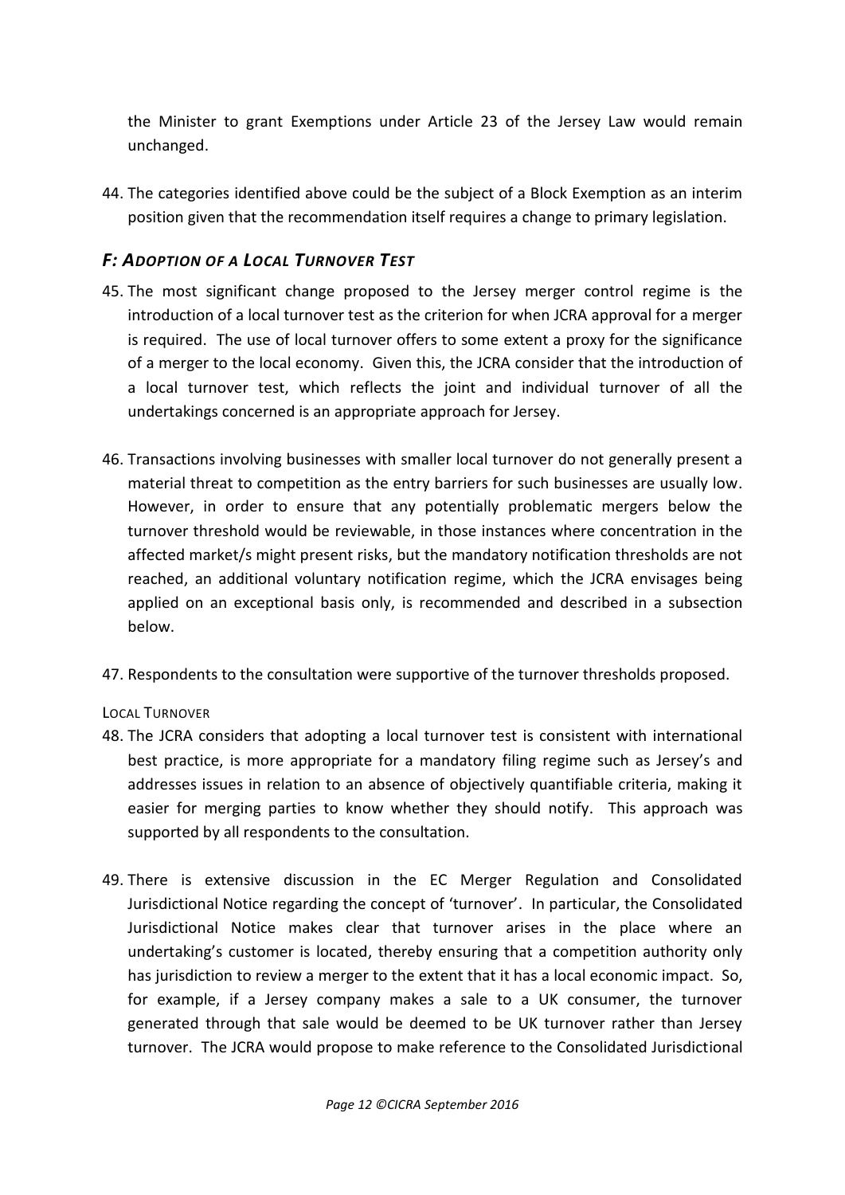the Minister to grant Exemptions under Article 23 of the Jersey Law would remain unchanged.

44. The categories identified above could be the subject of a Block Exemption as an interim position given that the recommendation itself requires a change to primary legislation.

### *F: Adoption of a Local Turnover Test*

45. The most significant change proposed to the Jersey merger control regime is the introduction of a local turnover test as the criterion for when JCRA approval for a merger is required. The use of local turnover offers to some extent a proxy for the significance of a merger to the local economy. Given this, the JCRA consider that the introduction of a local turnover test, which reflects the joint and individual turnover of all the undertakings concerned is an appropriate approach for Jersey.

46. Transactions involving businesses with smaller local turnover do not generally present a material threat to competition as the entry barriers for such businesses are usually low. However, in order to ensure that any potentially problematic mergers below the turnover threshold would be reviewable, in those instances where concentration in the affected market/s might present risks, but the mandatory notification thresholds are not reached, an additional voluntary notification regime, which the JCRA envisages being applied on an exceptional basis only, is recommended and described in a subsection below.

47. Respondents to the consultation were supportive of the turnover thresholds proposed.

#### Local Turnover

48. The JCRA considers that adopting a local turnover test is consistent with international best practice, is more appropriate for a mandatory filing regime such as Jersey's and addresses issues in relation to an absence of objectively quantifiable criteria, making it easier for merging parties to know whether they should notify. This approach was supported by all respondents to the consultation.

49. There is extensive discussion in the EC Merger Regulation and Consolidated Jurisdictional Notice regarding the concept of 'turnover'. In particular, the Consolidated Jurisdictional Notice makes clear that turnover arises in the place where an undertaking's customer is located, thereby ensuring that a competition authority only has jurisdiction to review a merger to the extent that it has a local economic impact. So, for example, if a Jersey company makes a sale to a UK consumer, the turnover generated through that sale would be deemed to be UK turnover rather than Jersey turnover. The JCRA would propose to make reference to the Consolidated Jurisdictional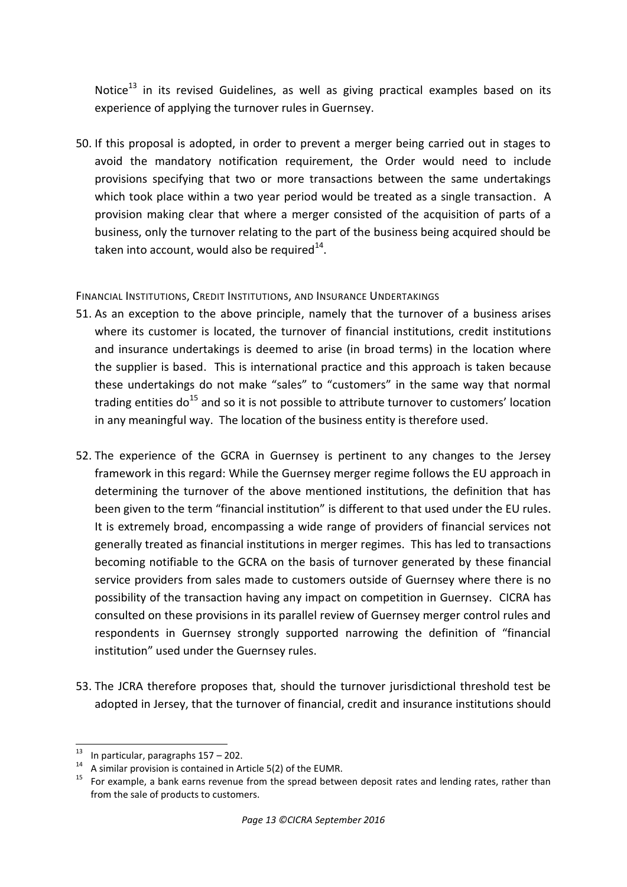Notice[13] in its revised Guidelines, as well as giving practical examples based on its experience of applying the turnover rules in Guernsey.

50. If this proposal is adopted, in order to prevent a merger being carried out in stages to avoid the mandatory notification requirement, the Order would need to include provisions specifying that two or more transactions between the same undertakings which took place within a two year period would be treated as a single transaction. A provision making clear that where a merger consisted of the acquisition of parts of a business, only the turnover relating to the part of the business being acquired should be taken into account, would also be required[14].

FINANCIAL INSTITUTIONS, CREDIT INSTITUTIONS, AND INSURANCE UNDERTAKINGS

51. As an exception to the above principle, namely that the turnover of a business arises where its customer is located, the turnover of financial institutions, credit institutions and insurance undertakings is deemed to arise (in broad terms) in the location where the supplier is based. This is international practice and this approach is taken because these undertakings do not make "sales" to "customers" in the same way that normal trading entities do[15] and so it is not possible to attribute turnover to customers' location in any meaningful way. The location of the business entity is therefore used.

52. The experience of the GCRA in Guernsey is pertinent to any changes to the Jersey framework in this regard: While the Guernsey merger regime follows the EU approach in determining the turnover of the above mentioned institutions, the definition that has been given to the term "financial institution" is different to that used under the EU rules. It is extremely broad, encompassing a wide range of providers of financial services not generally treated as financial institutions in merger regimes. This has led to transactions becoming notifiable to the GCRA on the basis of turnover generated by these financial service providers from sales made to customers outside of Guernsey where there is no possibility of the transaction having any impact on competition in Guernsey. CICRA has consulted on these provisions in its parallel review of Guernsey merger control rules and respondents in Guernsey strongly supported narrowing the definition of "financial institution" used under the Guernsey rules.

53. The JCRA therefore proposes that, should the turnover jurisdictional threshold test be adopted in Jersey, that the turnover of financial, credit and insurance institutions should

---

[13] In particular, paragraphs 157 – 202.

[14] A similar provision is contained in Article 5(2) of the EUMR.

[15] For example, a bank earns revenue from the spread between deposit rates and lending rates, rather than from the sale of products to customers.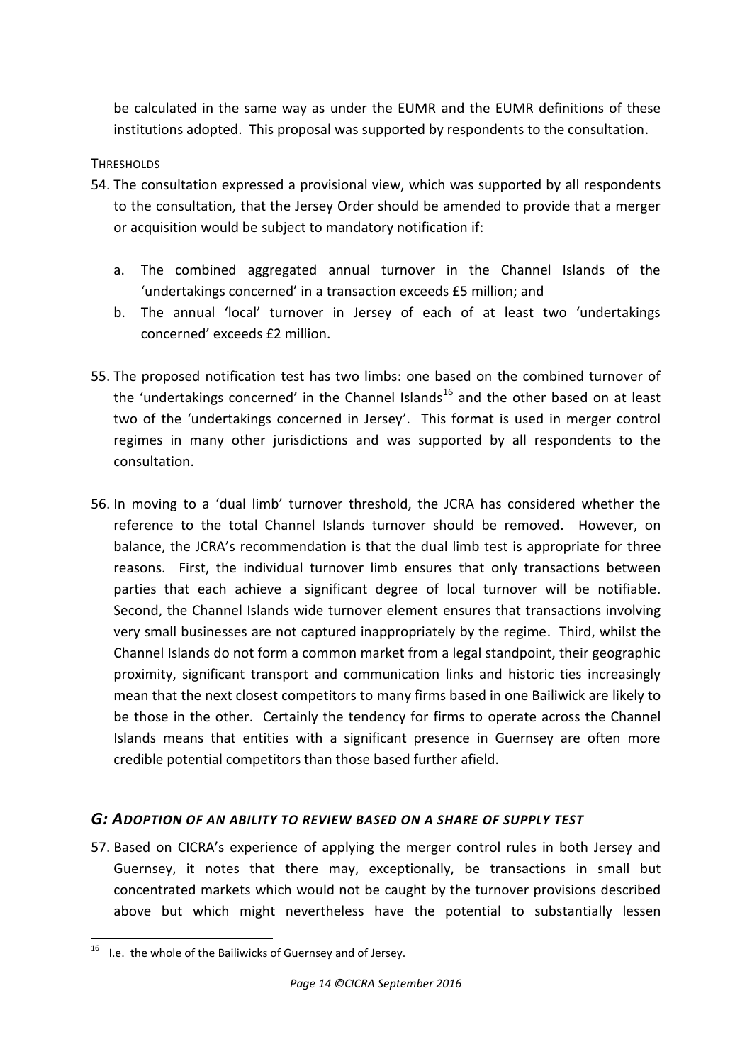be calculated in the same way as under the EUMR and the EUMR definitions of these institutions adopted. This proposal was supported by respondents to the consultation.

THRESHOLDS

54. The consultation expressed a provisional view, which was supported by all respondents to the consultation, that the Jersey Order should be amended to provide that a merger or acquisition would be subject to mandatory notification if:

    a. The combined aggregated annual turnover in the Channel Islands of the 'undertakings concerned' in a transaction exceeds £5 million; and
    b. The annual 'local' turnover in Jersey of each of at least two 'undertakings concerned' exceeds £2 million.

55. The proposed notification test has two limbs: one based on the combined turnover of the 'undertakings concerned' in the Channel Islands[16] and the other based on at least two of the 'undertakings concerned in Jersey'. This format is used in merger control regimes in many other jurisdictions and was supported by all respondents to the consultation.

56. In moving to a 'dual limb' turnover threshold, the JCRA has considered whether the reference to the total Channel Islands turnover should be removed. However, on balance, the JCRA's recommendation is that the dual limb test is appropriate for three reasons. First, the individual turnover limb ensures that only transactions between parties that each achieve a significant degree of local turnover will be notifiable. Second, the Channel Islands wide turnover element ensures that transactions involving very small businesses are not captured inappropriately by the regime. Third, whilst the Channel Islands do not form a common market from a legal standpoint, their geographic proximity, significant transport and communication links and historic ties increasingly mean that the next closest competitors to many firms based in one Bailiwick are likely to be those in the other. Certainly the tendency for firms to operate across the Channel Islands means that entities with a significant presence in Guernsey are often more credible potential competitors than those based further afield.

## *G: ADOPTION OF AN ABILITY TO REVIEW BASED ON A SHARE OF SUPPLY TEST*

57. Based on CICRA's experience of applying the merger control rules in both Jersey and Guernsey, it notes that there may, exceptionally, be transactions in small but concentrated markets which would not be caught by the turnover provisions described above but which might nevertheless have the potential to substantially lessen

[16] I.e. the whole of the Bailiwicks of Guernsey and of Jersey.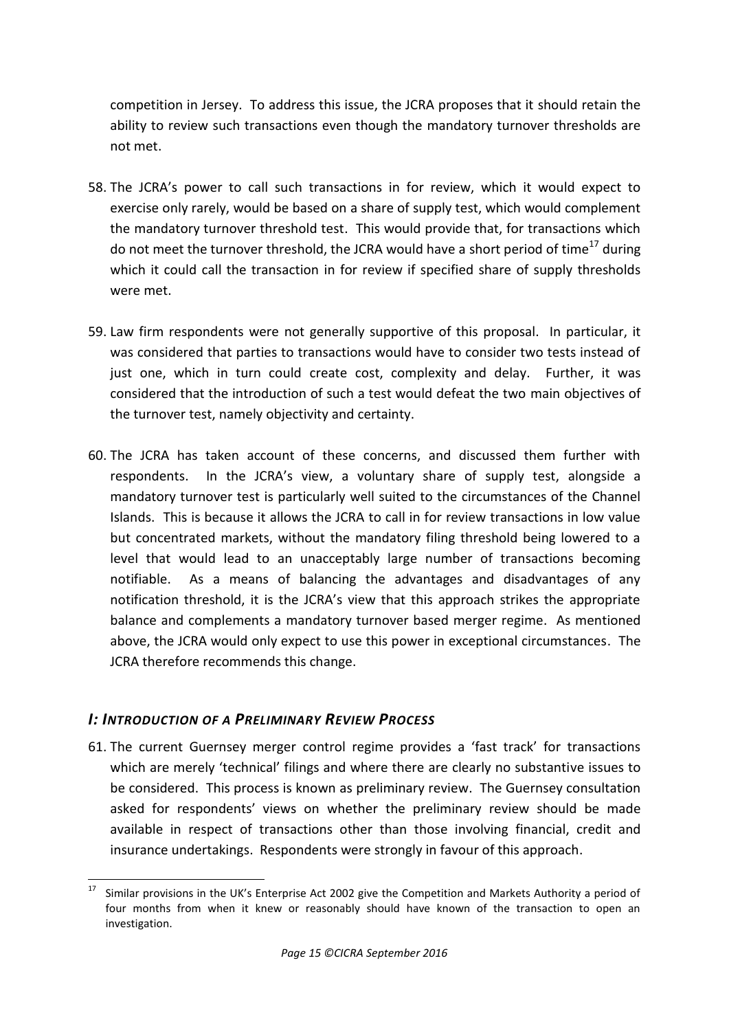competition in Jersey. To address this issue, the JCRA proposes that it should retain the ability to review such transactions even though the mandatory turnover thresholds are not met.

58. The JCRA's power to call such transactions in for review, which it would expect to exercise only rarely, would be based on a share of supply test, which would complement the mandatory turnover threshold test. This would provide that, for transactions which do not meet the turnover threshold, the JCRA would have a short period of time[17] during which it could call the transaction in for review if specified share of supply thresholds were met.

59. Law firm respondents were not generally supportive of this proposal. In particular, it was considered that parties to transactions would have to consider two tests instead of just one, which in turn could create cost, complexity and delay. Further, it was considered that the introduction of such a test would defeat the two main objectives of the turnover test, namely objectivity and certainty.

60. The JCRA has taken account of these concerns, and discussed them further with respondents. In the JCRA's view, a voluntary share of supply test, alongside a mandatory turnover test is particularly well suited to the circumstances of the Channel Islands. This is because it allows the JCRA to call in for review transactions in low value but concentrated markets, without the mandatory filing threshold being lowered to a level that would lead to an unacceptably large number of transactions becoming notifiable. As a means of balancing the advantages and disadvantages of any notification threshold, it is the JCRA's view that this approach strikes the appropriate balance and complements a mandatory turnover based merger regime. As mentioned above, the JCRA would only expect to use this power in exceptional circumstances. The JCRA therefore recommends this change.

### *I: Introduction of a Preliminary Review Process*

61. The current Guernsey merger control regime provides a 'fast track' for transactions which are merely 'technical' filings and where there are clearly no substantive issues to be considered. This process is known as preliminary review. The Guernsey consultation asked for respondents' views on whether the preliminary review should be made available in respect of transactions other than those involving financial, credit and insurance undertakings. Respondents were strongly in favour of this approach.

---

[17] Similar provisions in the UK's Enterprise Act 2002 give the Competition and Markets Authority a period of four months from when it knew or reasonably should have known of the transaction to open an investigation.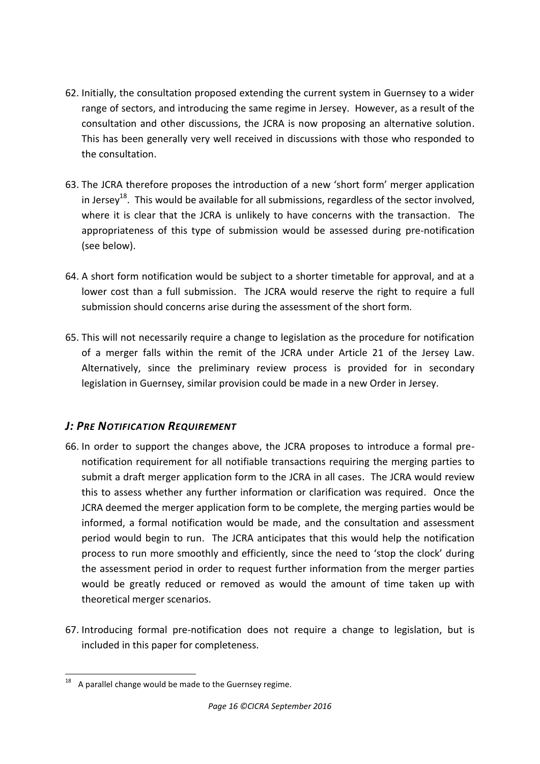62. Initially, the consultation proposed extending the current system in Guernsey to a wider range of sectors, and introducing the same regime in Jersey. However, as a result of the consultation and other discussions, the JCRA is now proposing an alternative solution. This has been generally very well received in discussions with those who responded to the consultation.

63. The JCRA therefore proposes the introduction of a new 'short form' merger application in Jersey[18]. This would be available for all submissions, regardless of the sector involved, where it is clear that the JCRA is unlikely to have concerns with the transaction. The appropriateness of this type of submission would be assessed during pre-notification (see below).

64. A short form notification would be subject to a shorter timetable for approval, and at a lower cost than a full submission. The JCRA would reserve the right to require a full submission should concerns arise during the assessment of the short form.

65. This will not necessarily require a change to legislation as the procedure for notification of a merger falls within the remit of the JCRA under Article 21 of the Jersey Law. Alternatively, since the preliminary review process is provided for in secondary legislation in Guernsey, similar provision could be made in a new Order in Jersey.

### *J: Pre Notification Requirement*

66. In order to support the changes above, the JCRA proposes to introduce a formal pre-notification requirement for all notifiable transactions requiring the merging parties to submit a draft merger application form to the JCRA in all cases. The JCRA would review this to assess whether any further information or clarification was required. Once the JCRA deemed the merger application form to be complete, the merging parties would be informed, a formal notification would be made, and the consultation and assessment period would begin to run. The JCRA anticipates that this would help the notification process to run more smoothly and efficiently, since the need to 'stop the clock' during the assessment period in order to request further information from the merger parties would be greatly reduced or removed as would the amount of time taken up with theoretical merger scenarios.

67. Introducing formal pre-notification does not require a change to legislation, but is included in this paper for completeness.

[18] A parallel change would be made to the Guernsey regime.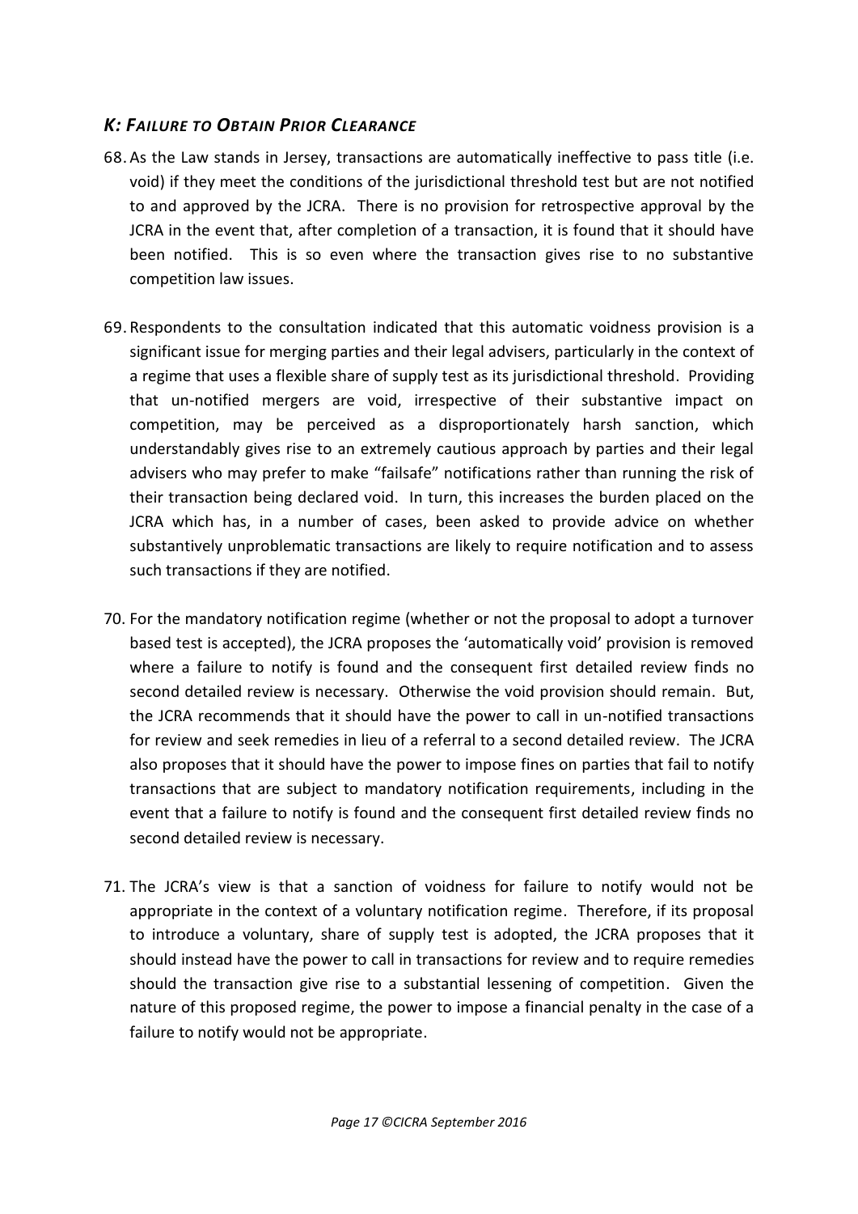## *K: FAILURE TO OBTAIN PRIOR CLEARANCE*

68. As the Law stands in Jersey, transactions are automatically ineffective to pass title (i.e. void) if they meet the conditions of the jurisdictional threshold test but are not notified to and approved by the JCRA. There is no provision for retrospective approval by the JCRA in the event that, after completion of a transaction, it is found that it should have been notified. This is so even where the transaction gives rise to no substantive competition law issues.

69. Respondents to the consultation indicated that this automatic voidness provision is a significant issue for merging parties and their legal advisers, particularly in the context of a regime that uses a flexible share of supply test as its jurisdictional threshold. Providing that un-notified mergers are void, irrespective of their substantive impact on competition, may be perceived as a disproportionately harsh sanction, which understandably gives rise to an extremely cautious approach by parties and their legal advisers who may prefer to make "failsafe" notifications rather than running the risk of their transaction being declared void. In turn, this increases the burden placed on the JCRA which has, in a number of cases, been asked to provide advice on whether substantively unproblematic transactions are likely to require notification and to assess such transactions if they are notified.

70. For the mandatory notification regime (whether or not the proposal to adopt a turnover based test is accepted), the JCRA proposes the 'automatically void' provision is removed where a failure to notify is found and the consequent first detailed review finds no second detailed review is necessary. Otherwise the void provision should remain. But, the JCRA recommends that it should have the power to call in un-notified transactions for review and seek remedies in lieu of a referral to a second detailed review. The JCRA also proposes that it should have the power to impose fines on parties that fail to notify transactions that are subject to mandatory notification requirements, including in the event that a failure to notify is found and the consequent first detailed review finds no second detailed review is necessary.

71. The JCRA's view is that a sanction of voidness for failure to notify would not be appropriate in the context of a voluntary notification regime. Therefore, if its proposal to introduce a voluntary, share of supply test is adopted, the JCRA proposes that it should instead have the power to call in transactions for review and to require remedies should the transaction give rise to a substantial lessening of competition. Given the nature of this proposed regime, the power to impose a financial penalty in the case of a failure to notify would not be appropriate.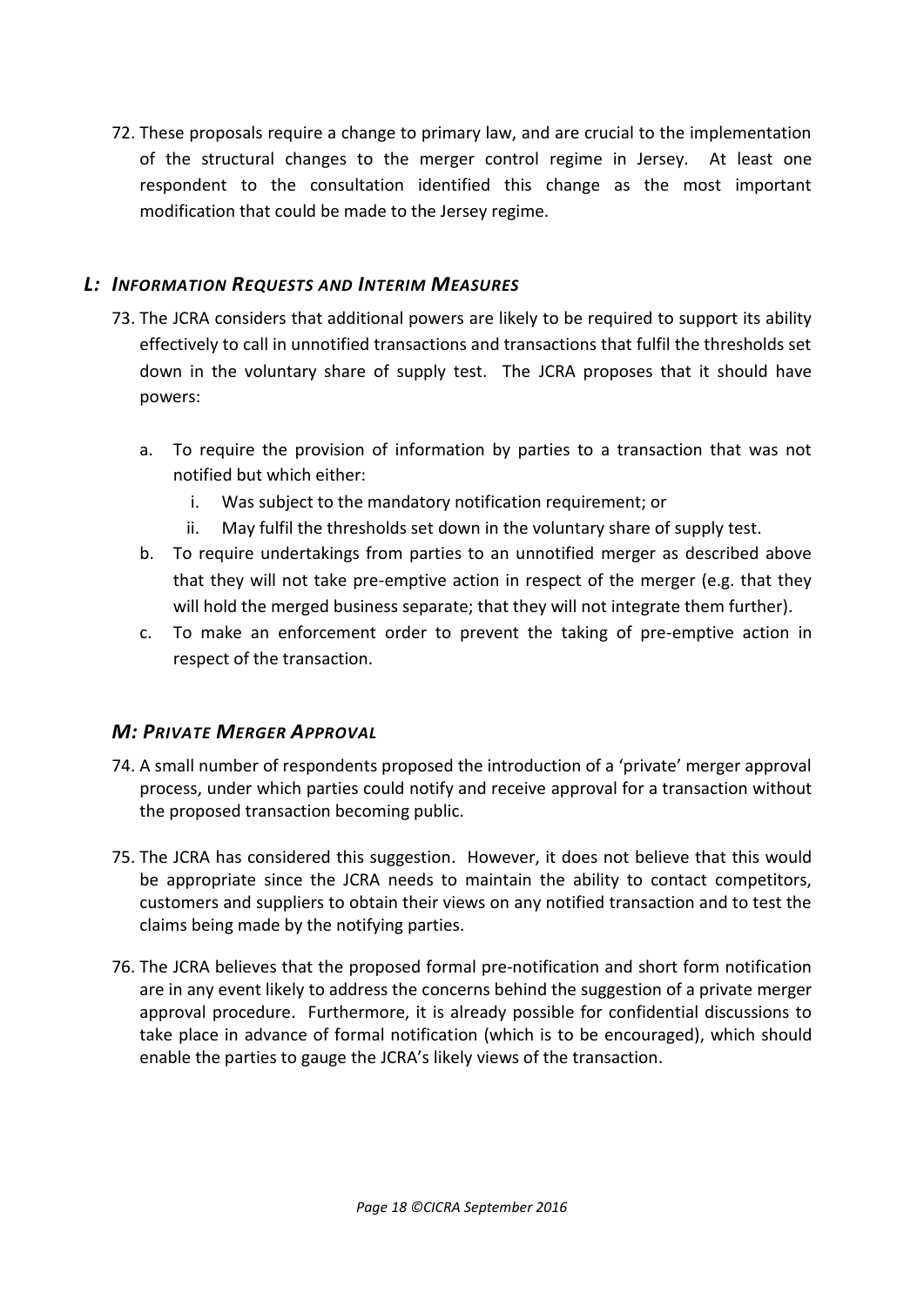72. These proposals require a change to primary law, and are crucial to the implementation of the structural changes to the merger control regime in Jersey. At least one respondent to the consultation identified this change as the most important modification that could be made to the Jersey regime.

### *L: INFORMATION REQUESTS AND INTERIM MEASURES*

73. The JCRA considers that additional powers are likely to be required to support its ability effectively to call in unnotified transactions and transactions that fulfil the thresholds set down in the voluntary share of supply test. The JCRA proposes that it should have powers:

    a. To require the provision of information by parties to a transaction that was not notified but which either:

        i. Was subject to the mandatory notification requirement; or

        ii. May fulfil the thresholds set down in the voluntary share of supply test.

    b. To require undertakings from parties to an unnotified merger as described above that they will not take pre-emptive action in respect of the merger (e.g. that they will hold the merged business separate; that they will not integrate them further).

    c. To make an enforcement order to prevent the taking of pre-emptive action in respect of the transaction.

### *M: PRIVATE MERGER APPROVAL*

74. A small number of respondents proposed the introduction of a 'private' merger approval process, under which parties could notify and receive approval for a transaction without the proposed transaction becoming public.

75. The JCRA has considered this suggestion. However, it does not believe that this would be appropriate since the JCRA needs to maintain the ability to contact competitors, customers and suppliers to obtain their views on any notified transaction and to test the claims being made by the notifying parties.

76. The JCRA believes that the proposed formal pre-notification and short form notification are in any event likely to address the concerns behind the suggestion of a private merger approval procedure. Furthermore, it is already possible for confidential discussions to take place in advance of formal notification (which is to be encouraged), which should enable the parties to gauge the JCRA's likely views of the transaction.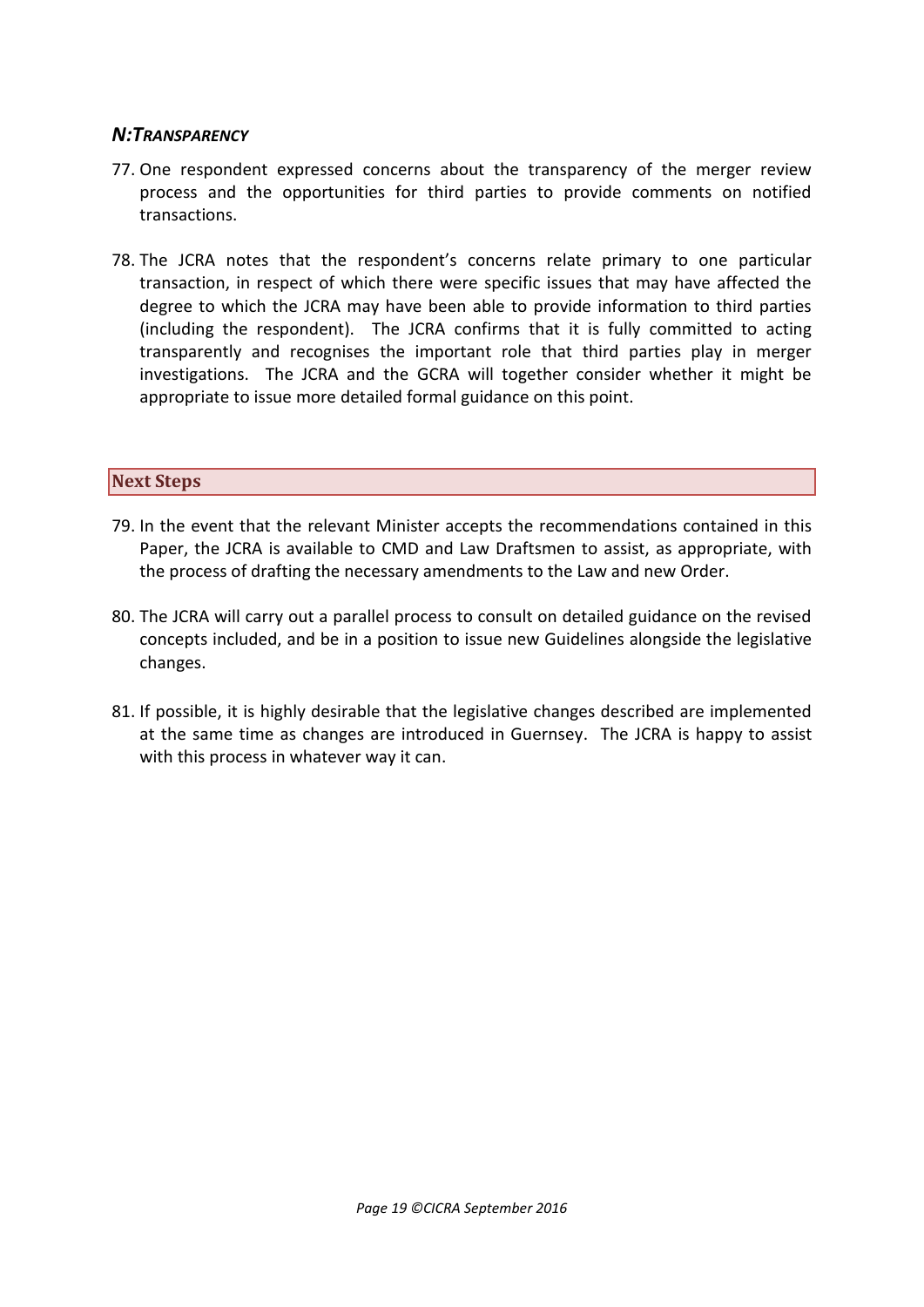### *N: TRANSPARENCY*

77. One respondent expressed concerns about the transparency of the merger review process and the opportunities for third parties to provide comments on notified transactions.

78. The JCRA notes that the respondent's concerns relate primary to one particular transaction, in respect of which there were specific issues that may have affected the degree to which the JCRA may have been able to provide information to third parties (including the respondent). The JCRA confirms that it is fully committed to acting transparently and recognises the important role that third parties play in merger investigations. The JCRA and the GCRA will together consider whether it might be appropriate to issue more detailed formal guidance on this point.

## Next Steps

79. In the event that the relevant Minister accepts the recommendations contained in this Paper, the JCRA is available to CMD and Law Draftsmen to assist, as appropriate, with the process of drafting the necessary amendments to the Law and new Order.

80. The JCRA will carry out a parallel process to consult on detailed guidance on the revised concepts included, and be in a position to issue new Guidelines alongside the legislative changes.

81. If possible, it is highly desirable that the legislative changes described are implemented at the same time as changes are introduced in Guernsey. The JCRA is happy to assist with this process in whatever way it can.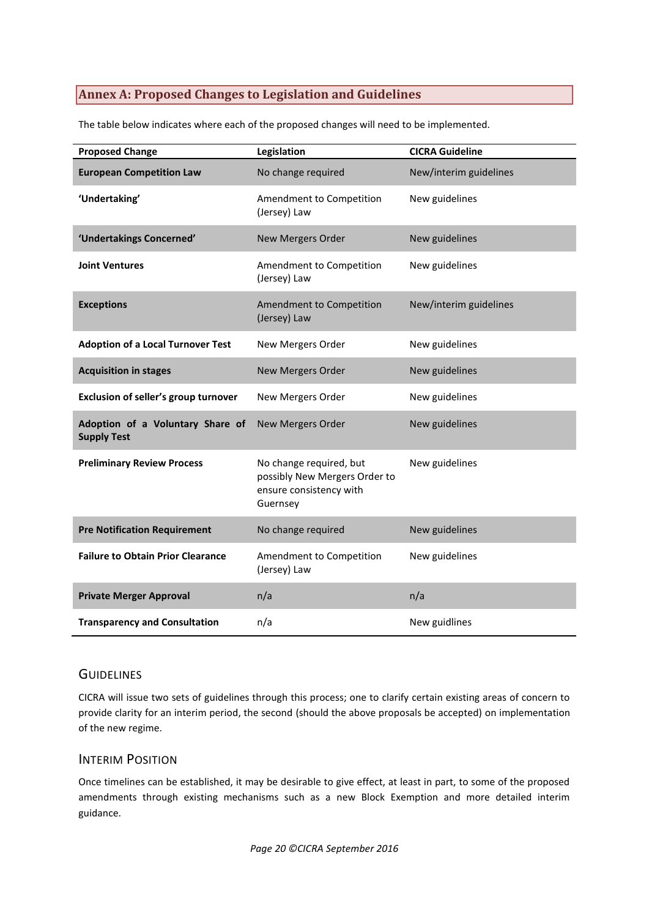## Annex A: Proposed Changes to Legislation and Guidelines

The table below indicates where each of the proposed changes will need to be implemented.

| Proposed Change | Legislation | CICRA Guideline |
|---|---|---|
| **European Competition Law** | No change required | New/interim guidelines |
| **'Undertaking'** | Amendment to Competition (Jersey) Law | New guidelines |
| **'Undertakings Concerned'** | New Mergers Order | New guidelines |
| **Joint Ventures** | Amendment to Competition (Jersey) Law | New guidelines |
| **Exceptions** | Amendment to Competition (Jersey) Law | New/interim guidelines |
| **Adoption of a Local Turnover Test** | New Mergers Order | New guidelines |
| **Acquisition in stages** | New Mergers Order | New guidelines |
| **Exclusion of seller's group turnover** | New Mergers Order | New guidelines |
| **Adoption of a Voluntary Share of Supply Test** | New Mergers Order | New guidelines |
| **Preliminary Review Process** | No change required, but possibly New Mergers Order to ensure consistency with Guernsey | New guidelines |
| **Pre Notification Requirement** | No change required | New guidelines |
| **Failure to Obtain Prior Clearance** | Amendment to Competition (Jersey) Law | New guidelines |
| **Private Merger Approval** | n/a | n/a |
| **Transparency and Consultation** | n/a | New guidlines |

### Guidelines

CICRA will issue two sets of guidelines through this process; one to clarify certain existing areas of concern to provide clarity for an interim period, the second (should the above proposals be accepted) on implementation of the new regime.

### Interim Position

Once timelines can be established, it may be desirable to give effect, at least in part, to some of the proposed amendments through existing mechanisms such as a new Block Exemption and more detailed interim guidance.